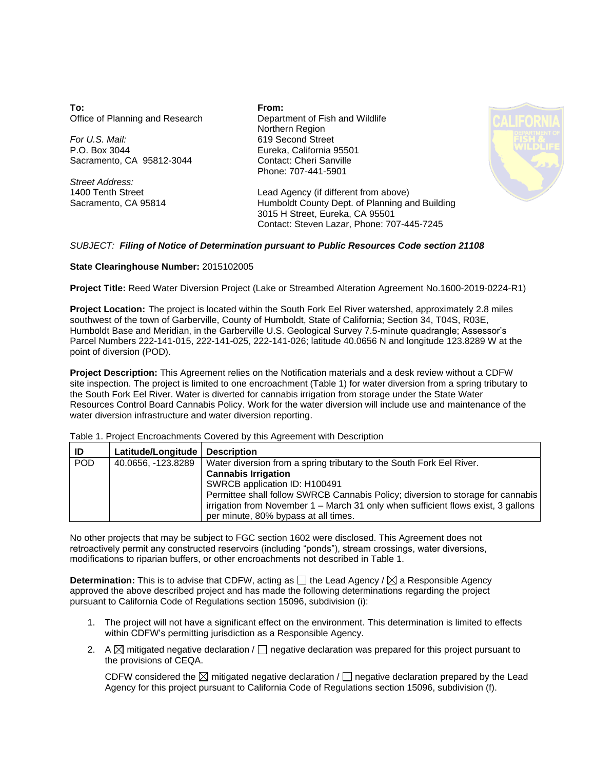**To:**
Office of Planning and Research

*For U.S. Mail:*
P.O. Box 3044
Sacramento, CA 95812-3044

*Street Address:*
1400 Tenth Street
Sacramento, CA 95814

**From:**
Department of Fish and Wildlife
Northern Region
619 Second Street
Eureka, California 95501
Contact: Cheri Sanville
Phone: 707-441-5901

Lead Agency (if different from above)
Humboldt County Dept. of Planning and Building
3015 H Street, Eureka, CA 95501
Contact: Steven Lazar, Phone: 707-445-7245

*SUBJECT: **Filing of Notice of Determination pursuant to Public Resources Code section 21108***

**State Clearinghouse Number:** 2015102005

**Project Title:** Reed Water Diversion Project (Lake or Streambed Alteration Agreement No.1600-2019-0224-R1)

**Project Location:** The project is located within the South Fork Eel River watershed, approximately 2.8 miles southwest of the town of Garberville, County of Humboldt, State of California; Section 34, T04S, R03E, Humboldt Base and Meridian, in the Garberville U.S. Geological Survey 7.5-minute quadrangle; Assessor's Parcel Numbers 222-141-015, 222-141-025, 222-141-026; latitude 40.0656 N and longitude 123.8289 W at the point of diversion (POD).

**Project Description:** This Agreement relies on the Notification materials and a desk review without a CDFW site inspection. The project is limited to one encroachment (Table 1) for water diversion from a spring tributary to the South Fork Eel River. Water is diverted for cannabis irrigation from storage under the State Water Resources Control Board Cannabis Policy. Work for the water diversion will include use and maintenance of the water diversion infrastructure and water diversion reporting.

Table 1. Project Encroachments Covered by this Agreement with Description

| ID | Latitude/Longitude | Description |
|---|---|---|
| POD | 40.0656, -123.8289 | Water diversion from a spring tributary to the South Fork Eel River. **Cannabis Irrigation** SWRCB application ID: H100491 Permittee shall follow SWRCB Cannabis Policy; diversion to storage for cannabis irrigation from November 1 – March 31 only when sufficient flows exist, 3 gallons per minute, 80% bypass at all times. |

No other projects that may be subject to FGC section 1602 were disclosed. This Agreement does not retroactively permit any constructed reservoirs (including "ponds"), stream crossings, water diversions, modifications to riparian buffers, or other encroachments not described in Table 1.

**Determination:** This is to advise that CDFW, acting as ☐ the Lead Agency / ☒ a Responsible Agency approved the above described project and has made the following determinations regarding the project pursuant to California Code of Regulations section 15096, subdivision (i):

1. The project will not have a significant effect on the environment. This determination is limited to effects within CDFW's permitting jurisdiction as a Responsible Agency.
2. A ☒ mitigated negative declaration / ☐ negative declaration was prepared for this project pursuant to the provisions of CEQA.

   CDFW considered the ☒ mitigated negative declaration / ☐ negative declaration prepared by the Lead Agency for this project pursuant to California Code of Regulations section 15096, subdivision (f).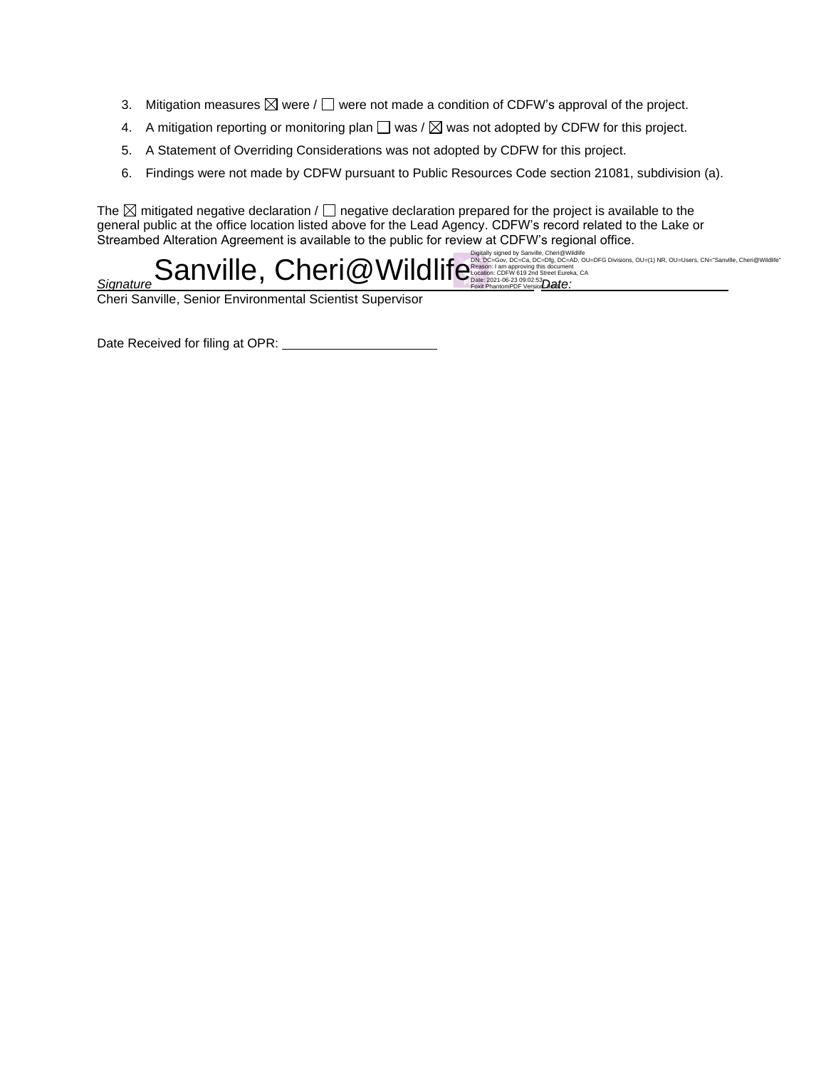3. Mitigation measures ☒ were / ☐ were not made a condition of CDFW's approval of the project.
4. A mitigation reporting or monitoring plan ☐ was / ☒ was not adopted by CDFW for this project.
5. A Statement of Overriding Considerations was not adopted by CDFW for this project.
6. Findings were not made by CDFW pursuant to Public Resources Code section 21081, subdivision (a).

The ☒ mitigated negative declaration / ☐ negative declaration prepared for the project is available to the general public at the office location listed above for the Lead Agency. CDFW's record related to the Lake or Streambed Alteration Agreement is available to the public for review at CDFW's regional office.

*Signature* Sanville, Cheri@Wildlife

Digitally signed by Sanville, Cheri@Wildlife
DN: DC=Gov, DC=Ca, DC=Dfg, DC=AD, OU=DFG Divisions, OU=(1) NR, OU=Users, CN="Sanville, Cheri@Wildlife"
Reason: I am approving this document
Location: CDFW 619 2nd Street Eureka, CA
Date: 2021-06-23 09:02:53
Foxit PhantomPDF Version

*Date:*

Cheri Sanville, Senior Environmental Scientist Supervisor

Date Received for filing at OPR: ______________________